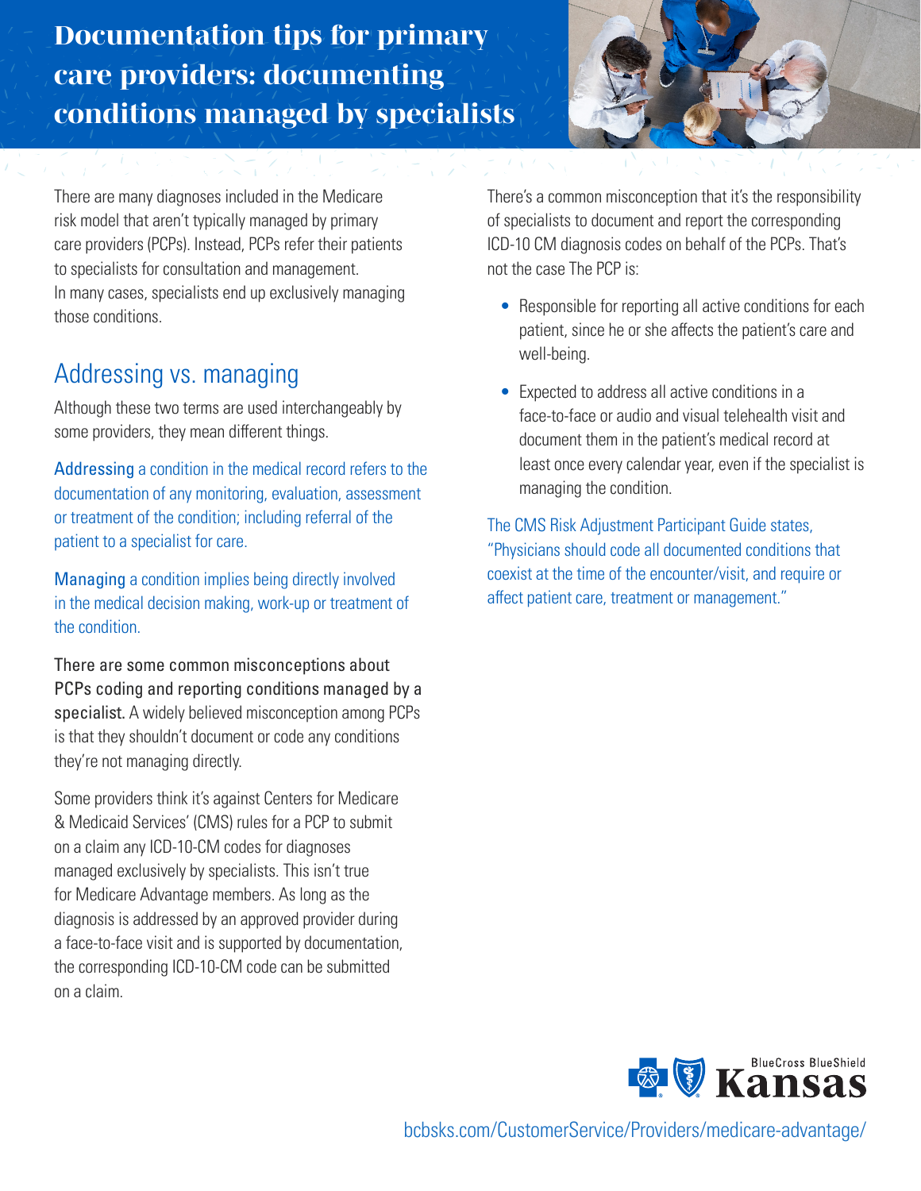# Documentation tips for primary care providers: documenting conditions managed by specialists

There are many diagnoses included in the Medicare risk model that aren't typically managed by primary care providers (PCPs). Instead, PCPs refer their patients to specialists for consultation and management. In many cases, specialists end up exclusively managing those conditions.

## Addressing vs. managing

Although these two terms are used interchangeably by some providers, they mean different things.

Addressing a condition in the medical record refers to the documentation of any monitoring, evaluation, assessment or treatment of the condition; including referral of the patient to a specialist for care.

Managing a condition implies being directly involved in the medical decision making, work-up or treatment of the condition.

There are some common misconceptions about PCPs coding and reporting conditions managed by a specialist. A widely believed misconception among PCPs is that they shouldn't document or code any conditions they're not managing directly.

Some providers think it's against Centers for Medicare & Medicaid Services' (CMS) rules for a PCP to submit on a claim any ICD-10-CM codes for diagnoses managed exclusively by specialists. This isn't true for Medicare Advantage members. As long as the diagnosis is addressed by an approved provider during a face-to-face visit and is supported by documentation, the corresponding ICD-10-CM code can be submitted on a claim.

There's a common misconception that it's the responsibility of specialists to document and report the corresponding ICD-10 CM diagnosis codes on behalf of the PCPs. That's not the case The PCP is:

- Responsible for reporting all active conditions for each patient, since he or she affects the patient's care and well-being.
- Expected to address all active conditions in a face-to-face or audio and visual telehealth visit and document them in the patient's medical record at least once every calendar year, even if the specialist is managing the condition.

The CMS Risk Adjustment Participant Guide states, "Physicians should code all documented conditions that coexist at the time of the encounter/visit, and require or affect patient care, treatment or management."

BlueCross BlueShield Kansas

bcbsks.com/CustomerService/Providers/medicare-advantage/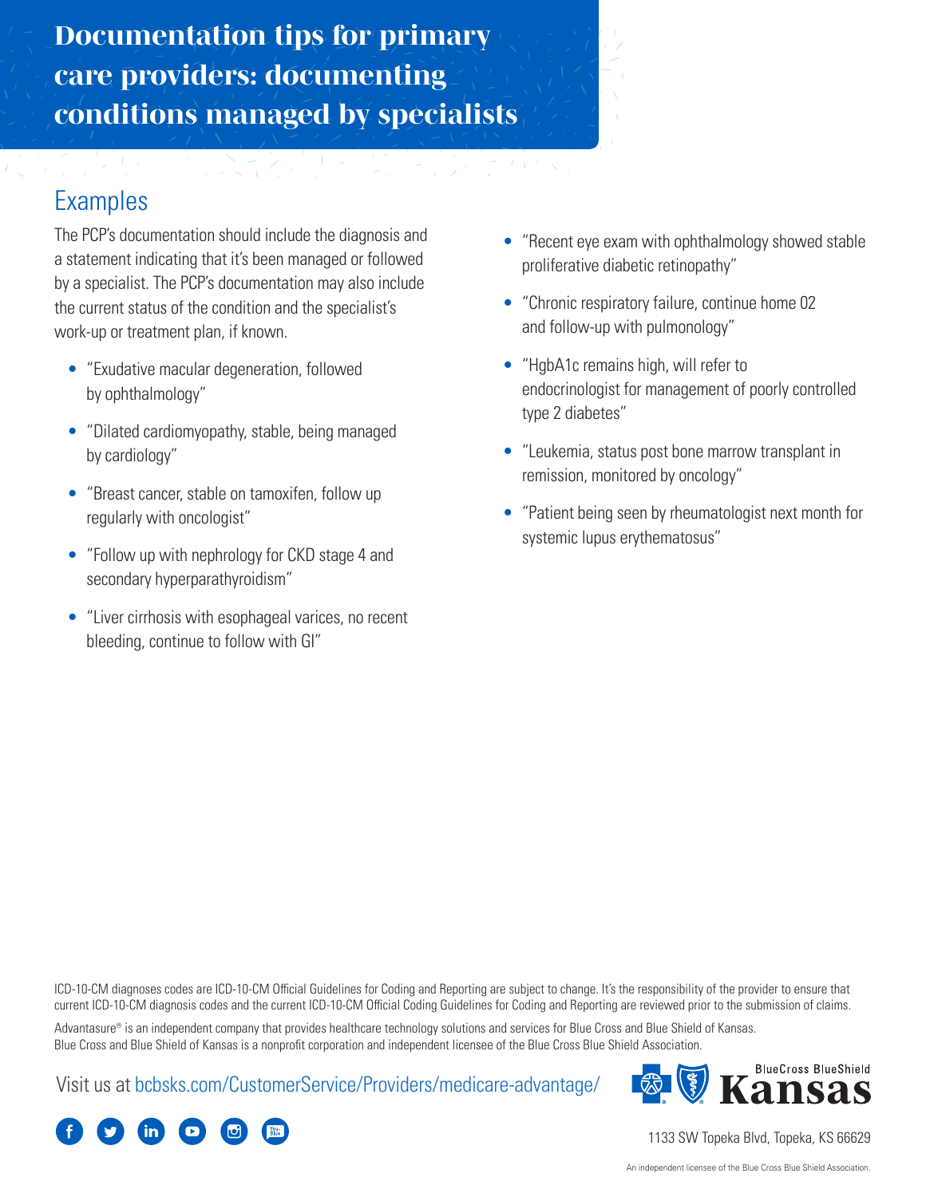# Documentation tips for primary care providers: documenting conditions managed by specialists

## Examples

The PCP's documentation should include the diagnosis and a statement indicating that it's been managed or followed by a specialist. The PCP's documentation may also include the current status of the condition and the specialist's work-up or treatment plan, if known.

- "Exudative macular degeneration, followed by ophthalmology"
- "Dilated cardiomyopathy, stable, being managed by cardiology"
- "Breast cancer, stable on tamoxifen, follow up regularly with oncologist"
- "Follow up with nephrology for CKD stage 4 and secondary hyperparathyroidism"
- "Liver cirrhosis with esophageal varices, no recent bleeding, continue to follow with GI"
- "Recent eye exam with ophthalmology showed stable proliferative diabetic retinopathy"
- "Chronic respiratory failure, continue home O2 and follow-up with pulmonology"
- "HgbA1c remains high, will refer to endocrinologist for management of poorly controlled type 2 diabetes"
- "Leukemia, status post bone marrow transplant in remission, monitored by oncology"
- "Patient being seen by rheumatologist next month for systemic lupus erythematosus"

ICD-10-CM diagnoses codes are ICD-10-CM Official Guidelines for Coding and Reporting are subject to change. It's the responsibility of the provider to ensure that current ICD-10-CM diagnosis codes and the current ICD-10-CM Official Coding Guidelines for Coding and Reporting are reviewed prior to the submission of claims.

Advantasure® is an independent company that provides healthcare technology solutions and services for Blue Cross and Blue Shield of Kansas. Blue Cross and Blue Shield of Kansas is a nonprofit corporation and independent licensee of the Blue Cross Blue Shield Association.

Visit us at bcbsks.com/CustomerService/Providers/medicare-advantage/

BlueCross BlueShield Kansas

1133 SW Topeka Blvd, Topeka, KS 66629

An independent licensee of the Blue Cross Blue Shield Association.